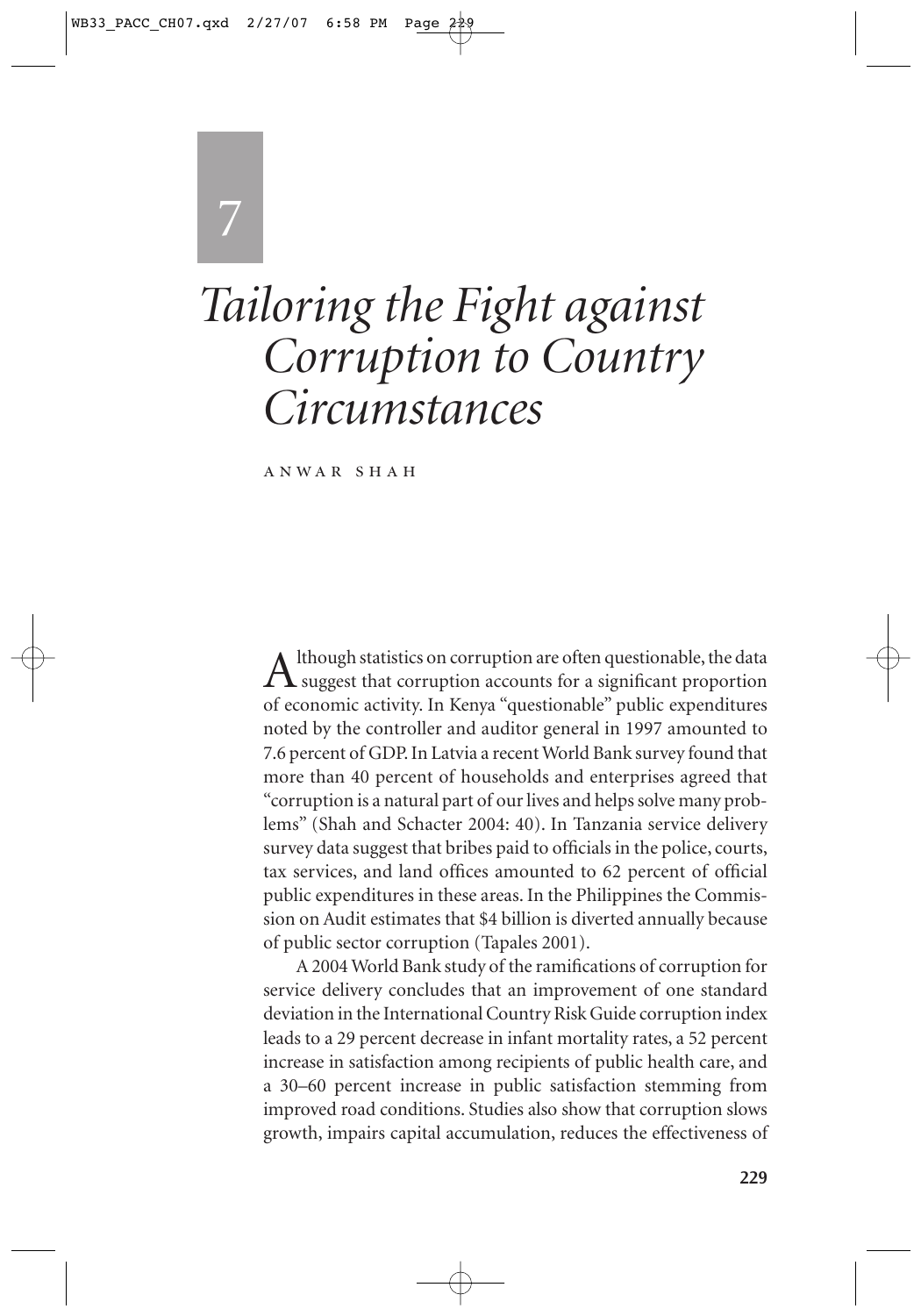# 7

# Tailoring the Fight against Corruption to Country Circumstances

ANWAR SHAH

Although statistics on corruption are often questionable, the data suggest that corruption accounts for a significant proportion of economic activity. In Kenya "questionable" public expenditures noted by the controller and auditor general in 1997 amounted to 7.6 percent of GDP. In Latvia a recent World Bank survey found that more than 40 percent of households and enterprises agreed that "corruption is a natural part of our lives and helps solve many problems" (Shah and Schacter 2004: 40). In Tanzania service delivery survey data suggest that bribes paid to officials in the police, courts, tax services, and land offices amounted to 62 percent of official public expenditures in these areas. In the Philippines the Commission on Audit estimates that $4 billion is diverted annually because of public sector corruption (Tapales 2001).

A 2004 World Bank study of the ramifications of corruption for service delivery concludes that an improvement of one standard deviation in the International Country Risk Guide corruption index leads to a 29 percent decrease in infant mortality rates, a 52 percent increase in satisfaction among recipients of public health care, and a 30–60 percent increase in public satisfaction stemming from improved road conditions. Studies also show that corruption slows growth, impairs capital accumulation, reduces the effectiveness of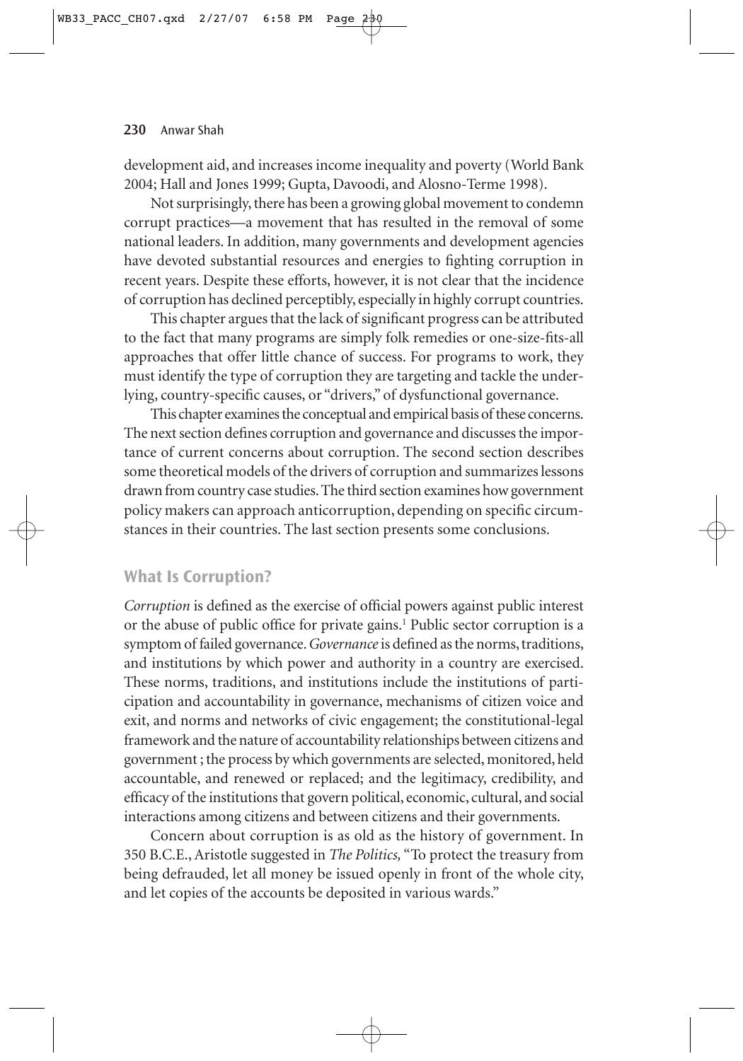development aid, and increases income inequality and poverty (World Bank 2004; Hall and Jones 1999; Gupta, Davoodi, and Alosno-Terme 1998).

Not surprisingly, there has been a growing global movement to condemn corrupt practices—a movement that has resulted in the removal of some national leaders. In addition, many governments and development agencies have devoted substantial resources and energies to fighting corruption in recent years. Despite these efforts, however, it is not clear that the incidence of corruption has declined perceptibly, especially in highly corrupt countries.

This chapter argues that the lack of significant progress can be attributed to the fact that many programs are simply folk remedies or one-size-fits-all approaches that offer little chance of success. For programs to work, they must identify the type of corruption they are targeting and tackle the underlying, country-specific causes, or "drivers," of dysfunctional governance.

This chapter examines the conceptual and empirical basis of these concerns. The next section defines corruption and governance and discusses the importance of current concerns about corruption. The second section describes some theoretical models of the drivers of corruption and summarizes lessons drawn from country case studies. The third section examines how government policy makers can approach anticorruption, depending on specific circumstances in their countries. The last section presents some conclusions.

## What Is Corruption?

*Corruption* is defined as the exercise of official powers against public interest or the abuse of public office for private gains.[1] Public sector corruption is a symptom of failed governance. *Governance* is defined as the norms, traditions, and institutions by which power and authority in a country are exercised. These norms, traditions, and institutions include the institutions of participation and accountability in governance, mechanisms of citizen voice and exit, and norms and networks of civic engagement; the constitutional-legal framework and the nature of accountability relationships between citizens and government ; the process by which governments are selected, monitored, held accountable, and renewed or replaced; and the legitimacy, credibility, and efficacy of the institutions that govern political, economic, cultural, and social interactions among citizens and between citizens and their governments.

Concern about corruption is as old as the history of government. In 350 B.C.E., Aristotle suggested in *The Politics,* "To protect the treasury from being defrauded, let all money be issued openly in front of the whole city, and let copies of the accounts be deposited in various wards."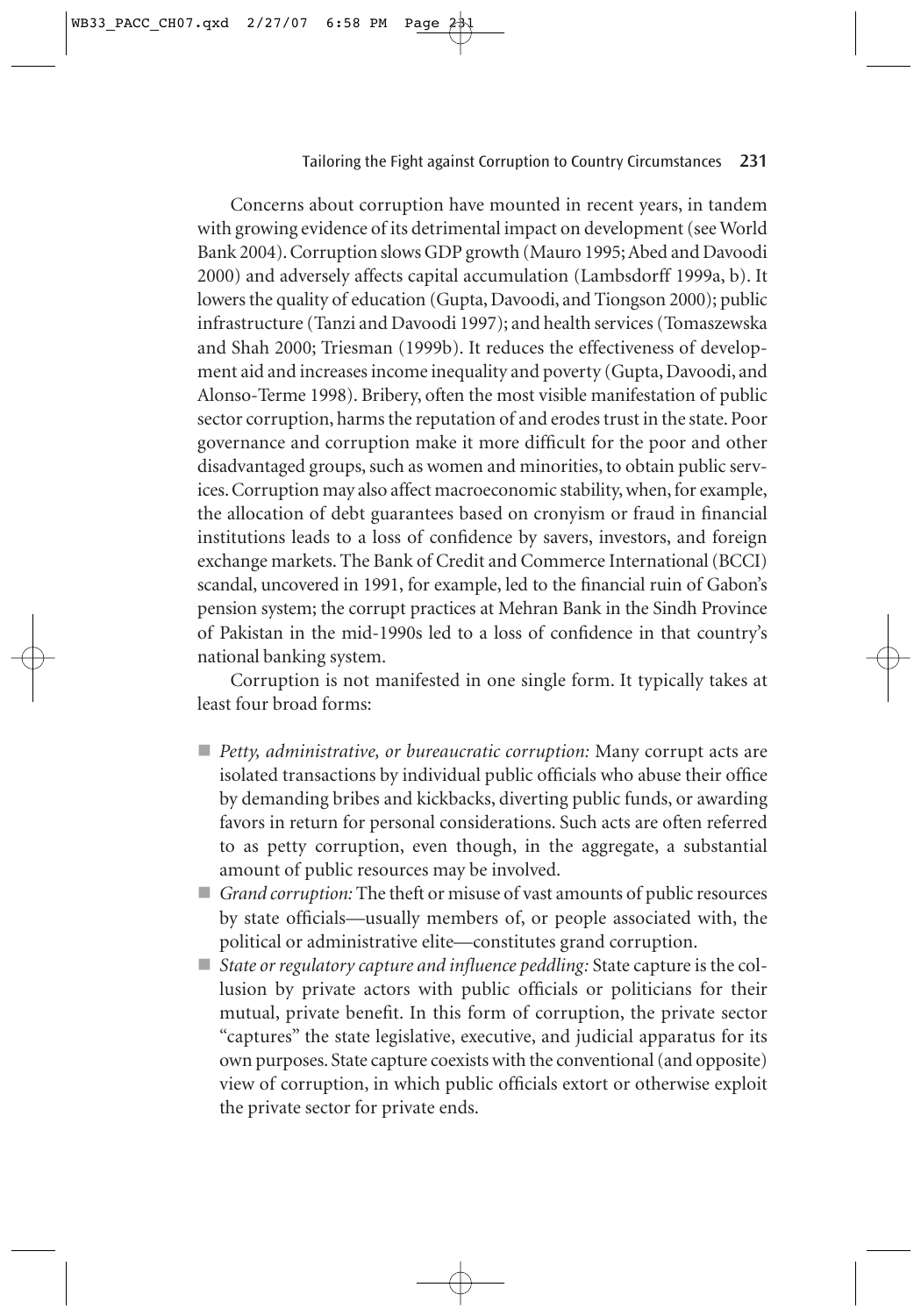Concerns about corruption have mounted in recent years, in tandem with growing evidence of its detrimental impact on development (see World Bank 2004). Corruption slows GDP growth (Mauro 1995; Abed and Davoodi 2000) and adversely affects capital accumulation (Lambsdorff 1999a, b). It lowers the quality of education (Gupta, Davoodi, and Tiongson 2000); public infrastructure (Tanzi and Davoodi 1997); and health services (Tomaszewska and Shah 2000; Triesman (1999b). It reduces the effectiveness of development aid and increases income inequality and poverty (Gupta, Davoodi, and Alonso-Terme 1998). Bribery, often the most visible manifestation of public sector corruption, harms the reputation of and erodes trust in the state. Poor governance and corruption make it more difficult for the poor and other disadvantaged groups, such as women and minorities, to obtain public services. Corruption may also affect macroeconomic stability, when, for example, the allocation of debt guarantees based on cronyism or fraud in financial institutions leads to a loss of confidence by savers, investors, and foreign exchange markets. The Bank of Credit and Commerce International (BCCI) scandal, uncovered in 1991, for example, led to the financial ruin of Gabon's pension system; the corrupt practices at Mehran Bank in the Sindh Province of Pakistan in the mid-1990s led to a loss of confidence in that country's national banking system.

Corruption is not manifested in one single form. It typically takes at least four broad forms:

- *Petty, administrative, or bureaucratic corruption:* Many corrupt acts are isolated transactions by individual public officials who abuse their office by demanding bribes and kickbacks, diverting public funds, or awarding favors in return for personal considerations. Such acts are often referred to as petty corruption, even though, in the aggregate, a substantial amount of public resources may be involved.
- *Grand corruption:* The theft or misuse of vast amounts of public resources by state officials—usually members of, or people associated with, the political or administrative elite—constitutes grand corruption.
- *State or regulatory capture and influence peddling:* State capture is the collusion by private actors with public officials or politicians for their mutual, private benefit. In this form of corruption, the private sector "captures" the state legislative, executive, and judicial apparatus for its own purposes. State capture coexists with the conventional (and opposite) view of corruption, in which public officials extort or otherwise exploit the private sector for private ends.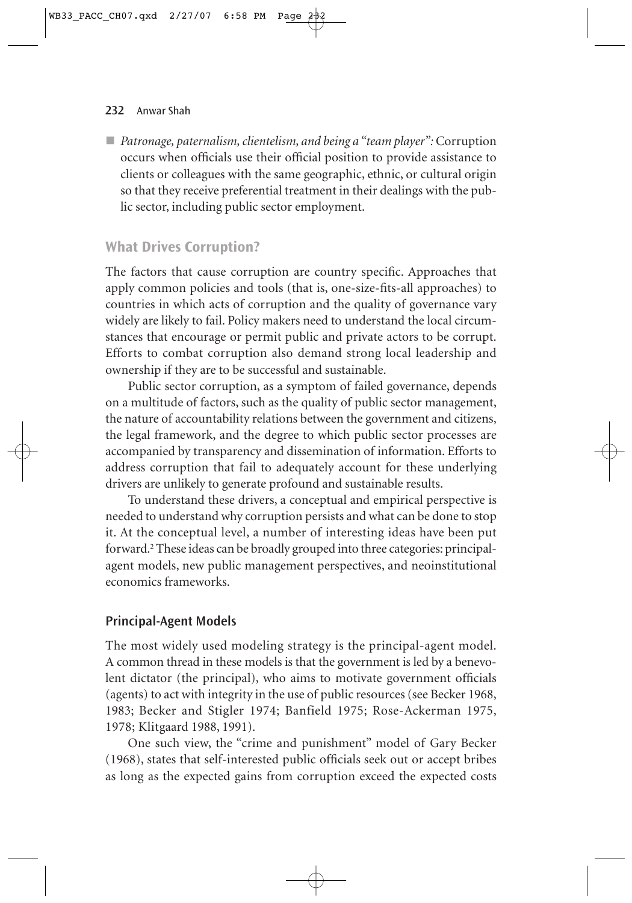- *Patronage, paternalism, clientelism, and being a "team player":* Corruption occurs when officials use their official position to provide assistance to clients or colleagues with the same geographic, ethnic, or cultural origin so that they receive preferential treatment in their dealings with the public sector, including public sector employment.

## What Drives Corruption?

The factors that cause corruption are country specific. Approaches that apply common policies and tools (that is, one-size-fits-all approaches) to countries in which acts of corruption and the quality of governance vary widely are likely to fail. Policy makers need to understand the local circumstances that encourage or permit public and private actors to be corrupt. Efforts to combat corruption also demand strong local leadership and ownership if they are to be successful and sustainable.

Public sector corruption, as a symptom of failed governance, depends on a multitude of factors, such as the quality of public sector management, the nature of accountability relations between the government and citizens, the legal framework, and the degree to which public sector processes are accompanied by transparency and dissemination of information. Efforts to address corruption that fail to adequately account for these underlying drivers are unlikely to generate profound and sustainable results.

To understand these drivers, a conceptual and empirical perspective is needed to understand why corruption persists and what can be done to stop it. At the conceptual level, a number of interesting ideas have been put forward.[2] These ideas can be broadly grouped into three categories: principal-agent models, new public management perspectives, and neoinstitutional economics frameworks.

### Principal-Agent Models

The most widely used modeling strategy is the principal-agent model. A common thread in these models is that the government is led by a benevolent dictator (the principal), who aims to motivate government officials (agents) to act with integrity in the use of public resources (see Becker 1968, 1983; Becker and Stigler 1974; Banfield 1975; Rose-Ackerman 1975, 1978; Klitgaard 1988, 1991).

One such view, the "crime and punishment" model of Gary Becker (1968), states that self-interested public officials seek out or accept bribes as long as the expected gains from corruption exceed the expected costs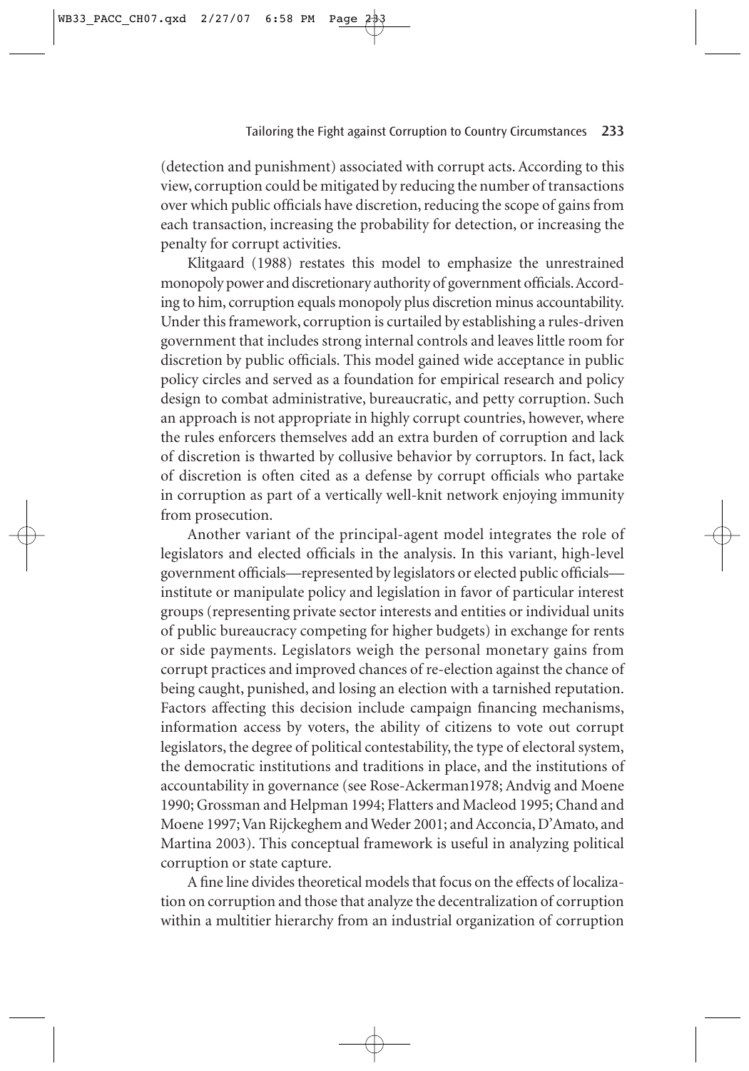(detection and punishment) associated with corrupt acts. According to this view, corruption could be mitigated by reducing the number of transactions over which public officials have discretion, reducing the scope of gains from each transaction, increasing the probability for detection, or increasing the penalty for corrupt activities.

Klitgaard (1988) restates this model to emphasize the unrestrained monopoly power and discretionary authority of government officials. According to him, corruption equals monopoly plus discretion minus accountability. Under this framework, corruption is curtailed by establishing a rules-driven government that includes strong internal controls and leaves little room for discretion by public officials. This model gained wide acceptance in public policy circles and served as a foundation for empirical research and policy design to combat administrative, bureaucratic, and petty corruption. Such an approach is not appropriate in highly corrupt countries, however, where the rules enforcers themselves add an extra burden of corruption and lack of discretion is thwarted by collusive behavior by corruptors. In fact, lack of discretion is often cited as a defense by corrupt officials who partake in corruption as part of a vertically well-knit network enjoying immunity from prosecution.

Another variant of the principal-agent model integrates the role of legislators and elected officials in the analysis. In this variant, high-level government officials—represented by legislators or elected public officials—institute or manipulate policy and legislation in favor of particular interest groups (representing private sector interests and entities or individual units of public bureaucracy competing for higher budgets) in exchange for rents or side payments. Legislators weigh the personal monetary gains from corrupt practices and improved chances of re-election against the chance of being caught, punished, and losing an election with a tarnished reputation. Factors affecting this decision include campaign financing mechanisms, information access by voters, the ability of citizens to vote out corrupt legislators, the degree of political contestability, the type of electoral system, the democratic institutions and traditions in place, and the institutions of accountability in governance (see Rose-Ackerman1978; Andvig and Moene 1990; Grossman and Helpman 1994; Flatters and Macleod 1995; Chand and Moene 1997; Van Rijckeghem and Weder 2001; and Acconcia, D'Amato, and Martina 2003). This conceptual framework is useful in analyzing political corruption or state capture.

A fine line divides theoretical models that focus on the effects of localization on corruption and those that analyze the decentralization of corruption within a multitier hierarchy from an industrial organization of corruption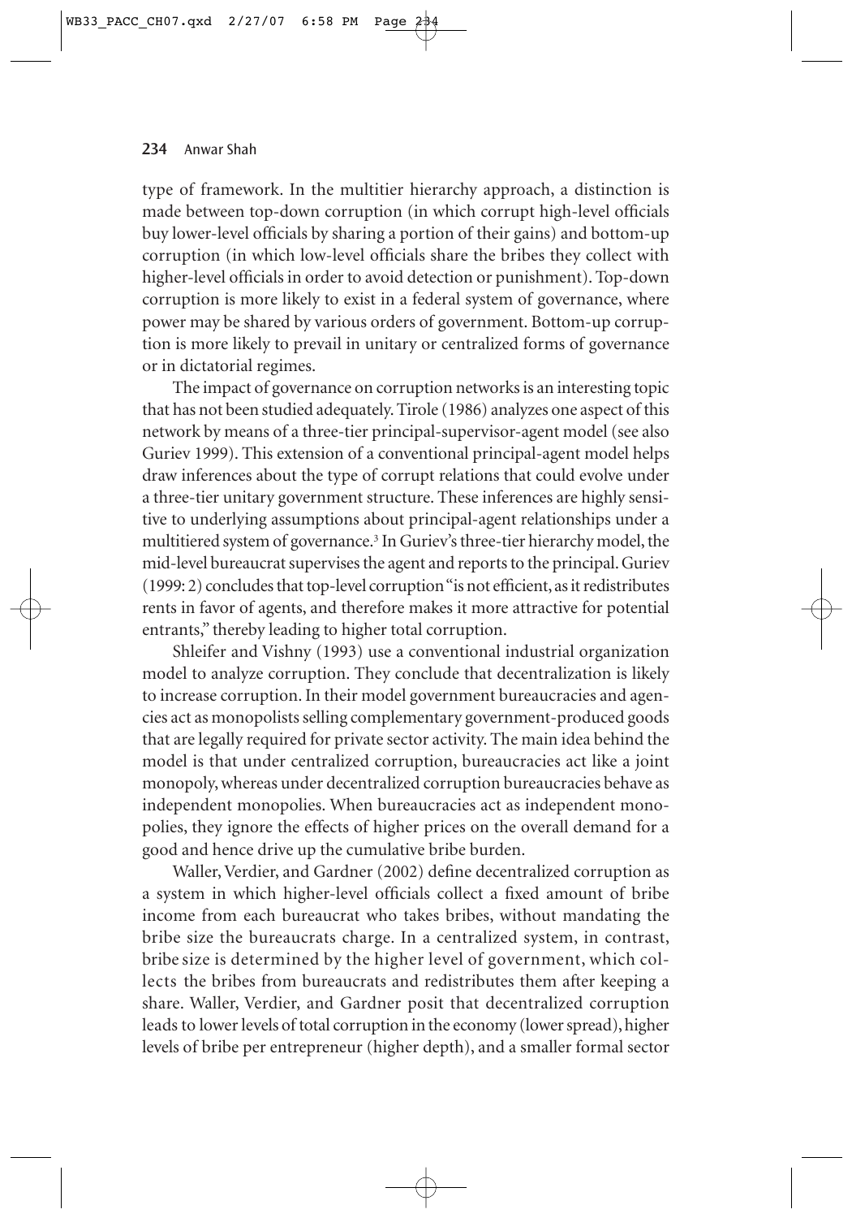type of framework. In the multitier hierarchy approach, a distinction is made between top-down corruption (in which corrupt high-level officials buy lower-level officials by sharing a portion of their gains) and bottom-up corruption (in which low-level officials share the bribes they collect with higher-level officials in order to avoid detection or punishment). Top-down corruption is more likely to exist in a federal system of governance, where power may be shared by various orders of government. Bottom-up corruption is more likely to prevail in unitary or centralized forms of governance or in dictatorial regimes.

The impact of governance on corruption networks is an interesting topic that has not been studied adequately. Tirole (1986) analyzes one aspect of this network by means of a three-tier principal-supervisor-agent model (see also Guriev 1999). This extension of a conventional principal-agent model helps draw inferences about the type of corrupt relations that could evolve under a three-tier unitary government structure. These inferences are highly sensitive to underlying assumptions about principal-agent relationships under a multitiered system of governance.[3] In Guriev's three-tier hierarchy model, the mid-level bureaucrat supervises the agent and reports to the principal. Guriev (1999: 2) concludes that top-level corruption "is not efficient, as it redistributes rents in favor of agents, and therefore makes it more attractive for potential entrants," thereby leading to higher total corruption.

Shleifer and Vishny (1993) use a conventional industrial organization model to analyze corruption. They conclude that decentralization is likely to increase corruption. In their model government bureaucracies and agencies act as monopolists selling complementary government-produced goods that are legally required for private sector activity. The main idea behind the model is that under centralized corruption, bureaucracies act like a joint monopoly, whereas under decentralized corruption bureaucracies behave as independent monopolies. When bureaucracies act as independent monopolies, they ignore the effects of higher prices on the overall demand for a good and hence drive up the cumulative bribe burden.

Waller, Verdier, and Gardner (2002) define decentralized corruption as a system in which higher-level officials collect a fixed amount of bribe income from each bureaucrat who takes bribes, without mandating the bribe size the bureaucrats charge. In a centralized system, in contrast, bribe size is determined by the higher level of government, which collects the bribes from bureaucrats and redistributes them after keeping a share. Waller, Verdier, and Gardner posit that decentralized corruption leads to lower levels of total corruption in the economy (lower spread), higher levels of bribe per entrepreneur (higher depth), and a smaller formal sector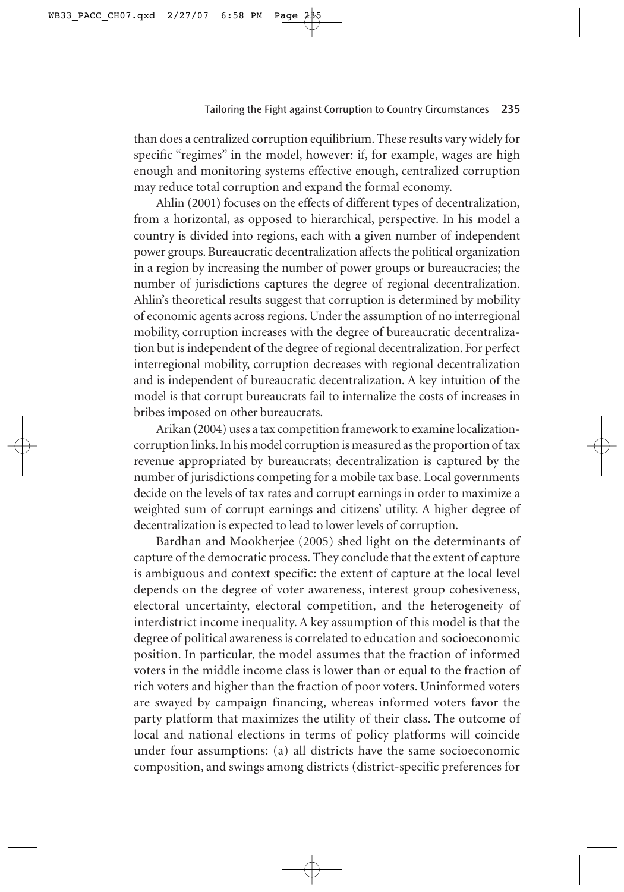than does a centralized corruption equilibrium. These results vary widely for specific "regimes" in the model, however: if, for example, wages are high enough and monitoring systems effective enough, centralized corruption may reduce total corruption and expand the formal economy.

Ahlin (2001) focuses on the effects of different types of decentralization, from a horizontal, as opposed to hierarchical, perspective. In his model a country is divided into regions, each with a given number of independent power groups. Bureaucratic decentralization affects the political organization in a region by increasing the number of power groups or bureaucracies; the number of jurisdictions captures the degree of regional decentralization. Ahlin's theoretical results suggest that corruption is determined by mobility of economic agents across regions. Under the assumption of no interregional mobility, corruption increases with the degree of bureaucratic decentralization but is independent of the degree of regional decentralization. For perfect interregional mobility, corruption decreases with regional decentralization and is independent of bureaucratic decentralization. A key intuition of the model is that corrupt bureaucrats fail to internalize the costs of increases in bribes imposed on other bureaucrats.

Arikan (2004) uses a tax competition framework to examine localization-corruption links. In his model corruption is measured as the proportion of tax revenue appropriated by bureaucrats; decentralization is captured by the number of jurisdictions competing for a mobile tax base. Local governments decide on the levels of tax rates and corrupt earnings in order to maximize a weighted sum of corrupt earnings and citizens' utility. A higher degree of decentralization is expected to lead to lower levels of corruption.

Bardhan and Mookherjee (2005) shed light on the determinants of capture of the democratic process. They conclude that the extent of capture is ambiguous and context specific: the extent of capture at the local level depends on the degree of voter awareness, interest group cohesiveness, electoral uncertainty, electoral competition, and the heterogeneity of interdistrict income inequality. A key assumption of this model is that the degree of political awareness is correlated to education and socioeconomic position. In particular, the model assumes that the fraction of informed voters in the middle income class is lower than or equal to the fraction of rich voters and higher than the fraction of poor voters. Uninformed voters are swayed by campaign financing, whereas informed voters favor the party platform that maximizes the utility of their class. The outcome of local and national elections in terms of policy platforms will coincide under four assumptions: (a) all districts have the same socioeconomic composition, and swings among districts (district-specific preferences for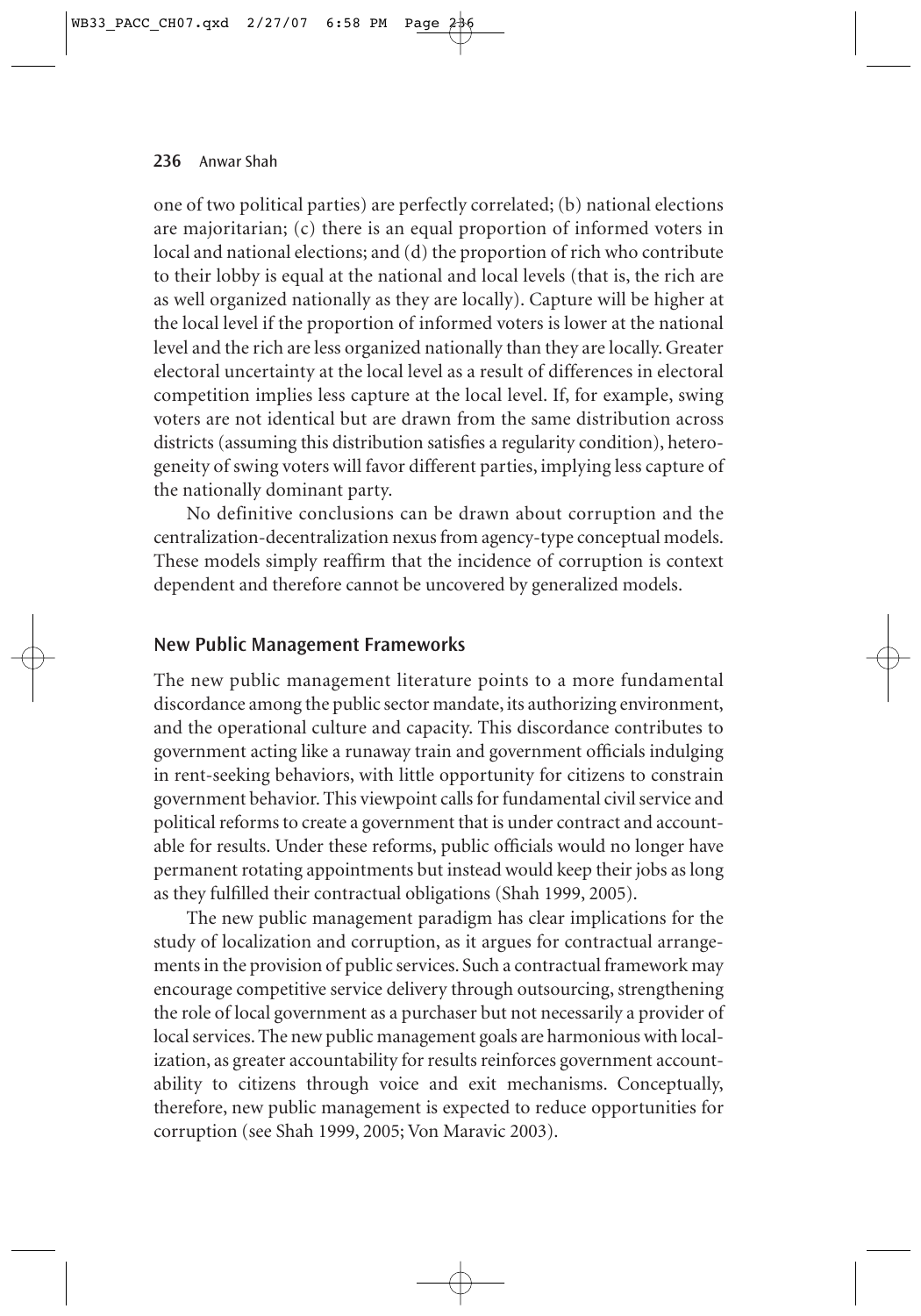one of two political parties) are perfectly correlated; (b) national elections are majoritarian; (c) there is an equal proportion of informed voters in local and national elections; and (d) the proportion of rich who contribute to their lobby is equal at the national and local levels (that is, the rich are as well organized nationally as they are locally). Capture will be higher at the local level if the proportion of informed voters is lower at the national level and the rich are less organized nationally than they are locally. Greater electoral uncertainty at the local level as a result of differences in electoral competition implies less capture at the local level. If, for example, swing voters are not identical but are drawn from the same distribution across districts (assuming this distribution satisfies a regularity condition), heterogeneity of swing voters will favor different parties, implying less capture of the nationally dominant party.

No definitive conclusions can be drawn about corruption and the centralization-decentralization nexus from agency-type conceptual models. These models simply reaffirm that the incidence of corruption is context dependent and therefore cannot be uncovered by generalized models.

## New Public Management Frameworks

The new public management literature points to a more fundamental discordance among the public sector mandate, its authorizing environment, and the operational culture and capacity. This discordance contributes to government acting like a runaway train and government officials indulging in rent-seeking behaviors, with little opportunity for citizens to constrain government behavior. This viewpoint calls for fundamental civil service and political reforms to create a government that is under contract and accountable for results. Under these reforms, public officials would no longer have permanent rotating appointments but instead would keep their jobs as long as they fulfilled their contractual obligations (Shah 1999, 2005).

The new public management paradigm has clear implications for the study of localization and corruption, as it argues for contractual arrangements in the provision of public services. Such a contractual framework may encourage competitive service delivery through outsourcing, strengthening the role of local government as a purchaser but not necessarily a provider of local services. The new public management goals are harmonious with localization, as greater accountability for results reinforces government accountability to citizens through voice and exit mechanisms. Conceptually, therefore, new public management is expected to reduce opportunities for corruption (see Shah 1999, 2005; Von Maravic 2003).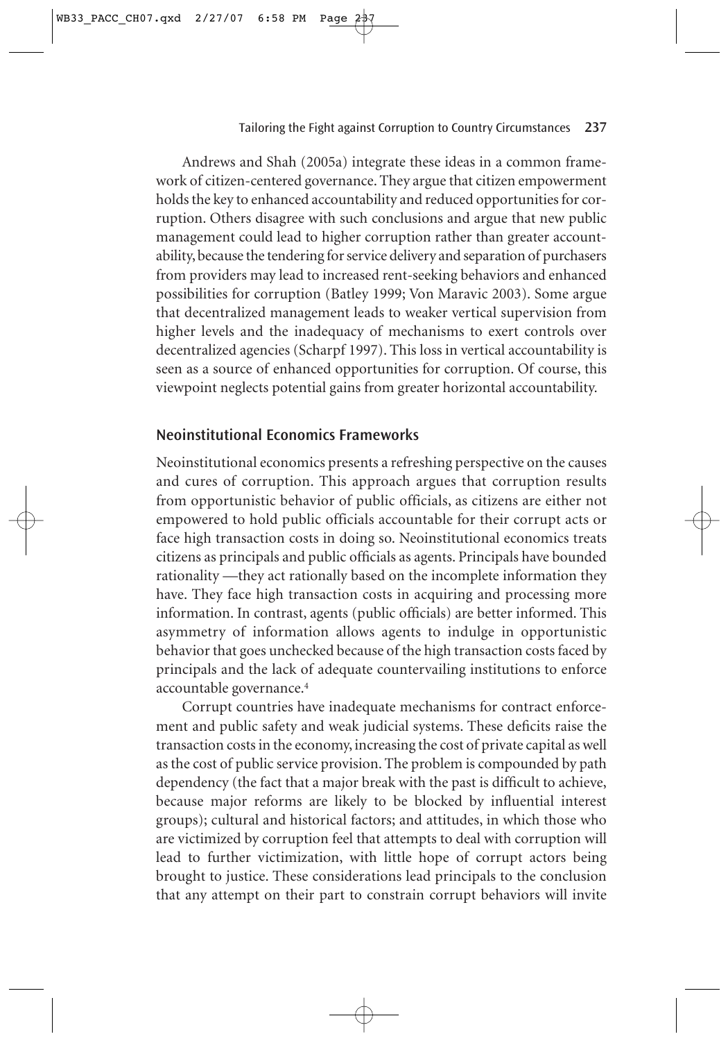Andrews and Shah (2005a) integrate these ideas in a common framework of citizen-centered governance. They argue that citizen empowerment holds the key to enhanced accountability and reduced opportunities for corruption. Others disagree with such conclusions and argue that new public management could lead to higher corruption rather than greater accountability, because the tendering for service delivery and separation of purchasers from providers may lead to increased rent-seeking behaviors and enhanced possibilities for corruption (Batley 1999; Von Maravic 2003). Some argue that decentralized management leads to weaker vertical supervision from higher levels and the inadequacy of mechanisms to exert controls over decentralized agencies (Scharpf 1997). This loss in vertical accountability is seen as a source of enhanced opportunities for corruption. Of course, this viewpoint neglects potential gains from greater horizontal accountability.

## Neoinstitutional Economics Frameworks

Neoinstitutional economics presents a refreshing perspective on the causes and cures of corruption. This approach argues that corruption results from opportunistic behavior of public officials, as citizens are either not empowered to hold public officials accountable for their corrupt acts or face high transaction costs in doing so. Neoinstitutional economics treats citizens as principals and public officials as agents. Principals have bounded rationality —they act rationally based on the incomplete information they have. They face high transaction costs in acquiring and processing more information. In contrast, agents (public officials) are better informed. This asymmetry of information allows agents to indulge in opportunistic behavior that goes unchecked because of the high transaction costs faced by principals and the lack of adequate countervailing institutions to enforce accountable governance.[4]

Corrupt countries have inadequate mechanisms for contract enforcement and public safety and weak judicial systems. These deficits raise the transaction costs in the economy, increasing the cost of private capital as well as the cost of public service provision. The problem is compounded by path dependency (the fact that a major break with the past is difficult to achieve, because major reforms are likely to be blocked by influential interest groups); cultural and historical factors; and attitudes, in which those who are victimized by corruption feel that attempts to deal with corruption will lead to further victimization, with little hope of corrupt actors being brought to justice. These considerations lead principals to the conclusion that any attempt on their part to constrain corrupt behaviors will invite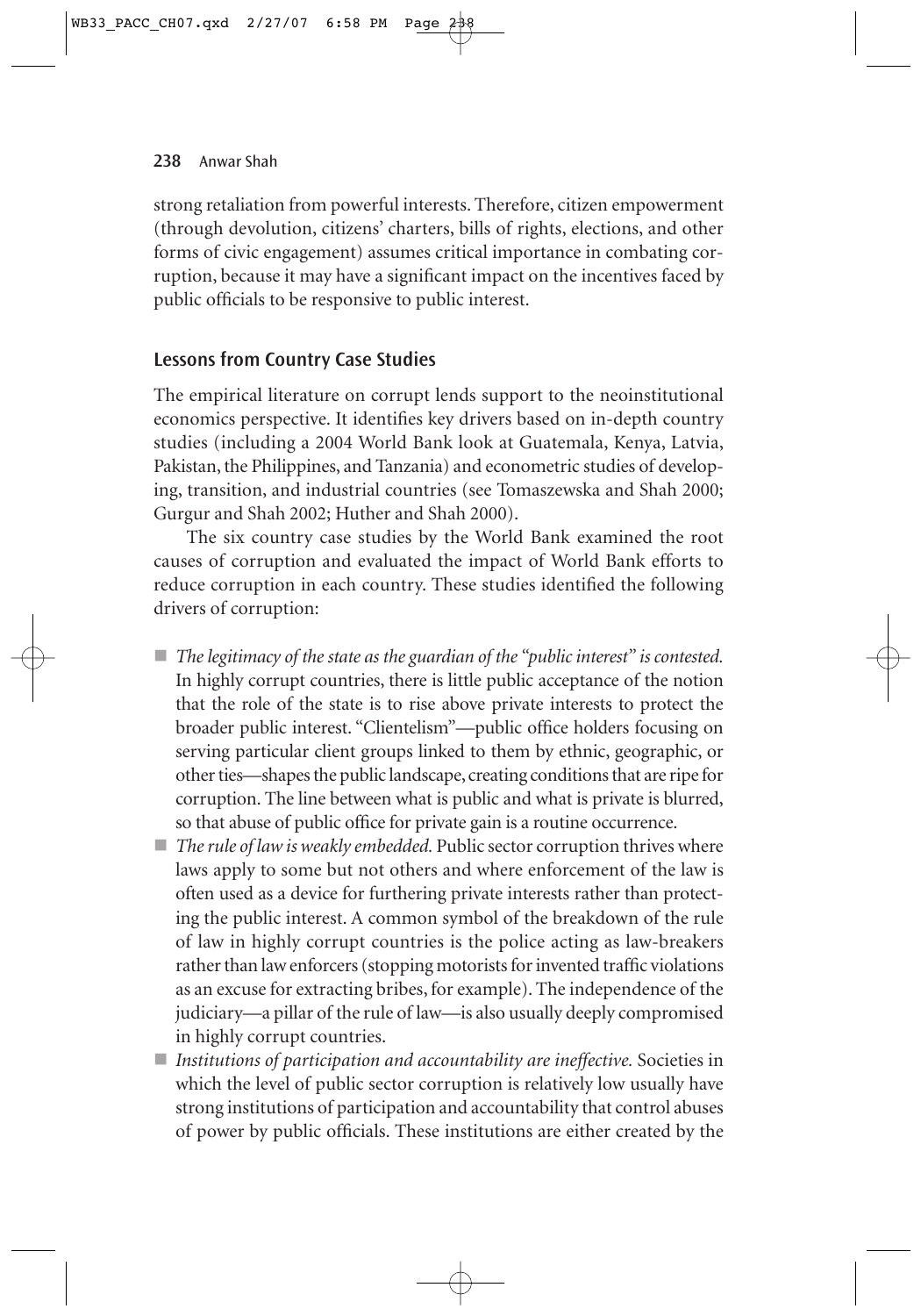strong retaliation from powerful interests. Therefore, citizen empowerment (through devolution, citizens' charters, bills of rights, elections, and other forms of civic engagement) assumes critical importance in combating corruption, because it may have a significant impact on the incentives faced by public officials to be responsive to public interest.

## Lessons from Country Case Studies

The empirical literature on corrupt lends support to the neoinstitutional economics perspective. It identifies key drivers based on in-depth country studies (including a 2004 World Bank look at Guatemala, Kenya, Latvia, Pakistan, the Philippines, and Tanzania) and econometric studies of developing, transition, and industrial countries (see Tomaszewska and Shah 2000; Gurgur and Shah 2002; Huther and Shah 2000).

The six country case studies by the World Bank examined the root causes of corruption and evaluated the impact of World Bank efforts to reduce corruption in each country. These studies identified the following drivers of corruption:

- *The legitimacy of the state as the guardian of the "public interest" is contested.* In highly corrupt countries, there is little public acceptance of the notion that the role of the state is to rise above private interests to protect the broader public interest. "Clientelism"—public office holders focusing on serving particular client groups linked to them by ethnic, geographic, or other ties—shapes the public landscape, creating conditions that are ripe for corruption. The line between what is public and what is private is blurred, so that abuse of public office for private gain is a routine occurrence.
- *The rule of law is weakly embedded.* Public sector corruption thrives where laws apply to some but not others and where enforcement of the law is often used as a device for furthering private interests rather than protecting the public interest. A common symbol of the breakdown of the rule of law in highly corrupt countries is the police acting as law-breakers rather than law enforcers (stopping motorists for invented traffic violations as an excuse for extracting bribes, for example). The independence of the judiciary—a pillar of the rule of law—is also usually deeply compromised in highly corrupt countries.
- *Institutions of participation and accountability are ineffective.* Societies in which the level of public sector corruption is relatively low usually have strong institutions of participation and accountability that control abuses of power by public officials. These institutions are either created by the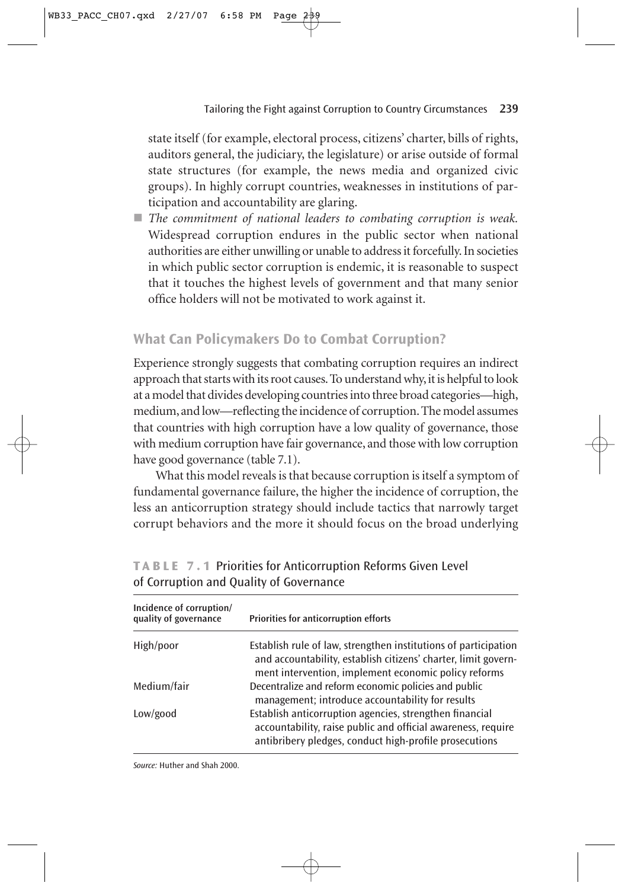state itself (for example, electoral process, citizens' charter, bills of rights, auditors general, the judiciary, the legislature) or arise outside of formal state structures (for example, the news media and organized civic groups). In highly corrupt countries, weaknesses in institutions of participation and accountability are glaring.

- *The commitment of national leaders to combating corruption is weak.* Widespread corruption endures in the public sector when national authorities are either unwilling or unable to address it forcefully. In societies in which public sector corruption is endemic, it is reasonable to suspect that it touches the highest levels of government and that many senior office holders will not be motivated to work against it.

## What Can Policymakers Do to Combat Corruption?

Experience strongly suggests that combating corruption requires an indirect approach that starts with its root causes. To understand why, it is helpful to look at a model that divides developing countries into three broad categories—high, medium, and low—reflecting the incidence of corruption. The model assumes that countries with high corruption have a low quality of governance, those with medium corruption have fair governance, and those with low corruption have good governance (table 7.1).

What this model reveals is that because corruption is itself a symptom of fundamental governance failure, the higher the incidence of corruption, the less an anticorruption strategy should include tactics that narrowly target corrupt behaviors and the more it should focus on the broad underlying

**TABLE 7.1** Priorities for Anticorruption Reforms Given Level of Corruption and Quality of Governance

| Incidence of corruption/ quality of governance | Priorities for anticorruption efforts |
|---|---|
| High/poor | Establish rule of law, strengthen institutions of participation and accountability, establish citizens' charter, limit government intervention, implement economic policy reforms |
| Medium/fair | Decentralize and reform economic policies and public management; introduce accountability for results |
| Low/good | Establish anticorruption agencies, strengthen financial accountability, raise public and official awareness, require antibribery pledges, conduct high-profile prosecutions |

*Source:* Huther and Shah 2000.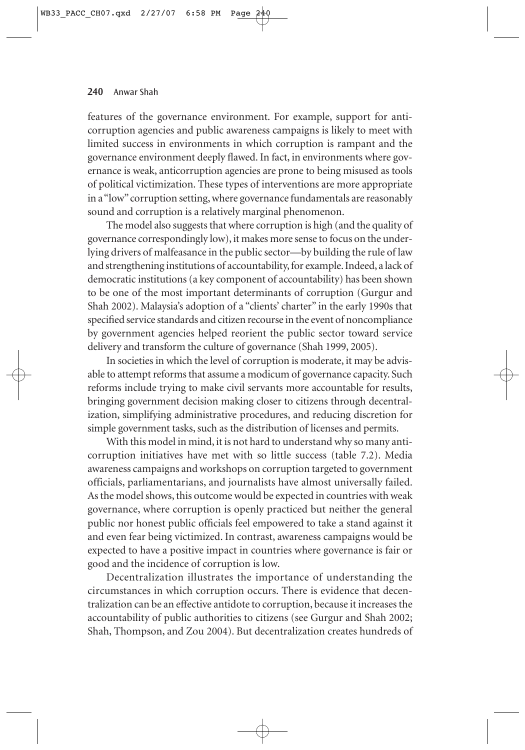features of the governance environment. For example, support for anticorruption agencies and public awareness campaigns is likely to meet with limited success in environments in which corruption is rampant and the governance environment deeply flawed. In fact, in environments where governance is weak, anticorruption agencies are prone to being misused as tools of political victimization. These types of interventions are more appropriate in a "low" corruption setting, where governance fundamentals are reasonably sound and corruption is a relatively marginal phenomenon.

The model also suggests that where corruption is high (and the quality of governance correspondingly low), it makes more sense to focus on the underlying drivers of malfeasance in the public sector—by building the rule of law and strengthening institutions of accountability, for example. Indeed, a lack of democratic institutions (a key component of accountability) has been shown to be one of the most important determinants of corruption (Gurgur and Shah 2002). Malaysia's adoption of a "clients' charter" in the early 1990s that specified service standards and citizen recourse in the event of noncompliance by government agencies helped reorient the public sector toward service delivery and transform the culture of governance (Shah 1999, 2005).

In societies in which the level of corruption is moderate, it may be advisable to attempt reforms that assume a modicum of governance capacity. Such reforms include trying to make civil servants more accountable for results, bringing government decision making closer to citizens through decentralization, simplifying administrative procedures, and reducing discretion for simple government tasks, such as the distribution of licenses and permits.

With this model in mind, it is not hard to understand why so many anticorruption initiatives have met with so little success (table 7.2). Media awareness campaigns and workshops on corruption targeted to government officials, parliamentarians, and journalists have almost universally failed. As the model shows, this outcome would be expected in countries with weak governance, where corruption is openly practiced but neither the general public nor honest public officials feel empowered to take a stand against it and even fear being victimized. In contrast, awareness campaigns would be expected to have a positive impact in countries where governance is fair or good and the incidence of corruption is low.

Decentralization illustrates the importance of understanding the circumstances in which corruption occurs. There is evidence that decentralization can be an effective antidote to corruption, because it increases the accountability of public authorities to citizens (see Gurgur and Shah 2002; Shah, Thompson, and Zou 2004). But decentralization creates hundreds of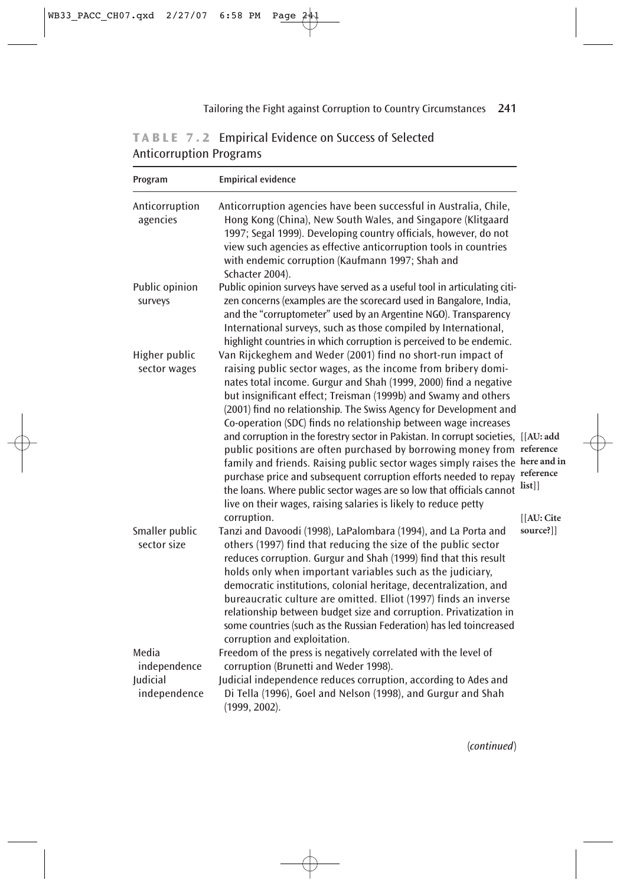**TABLE 7.2** Empirical Evidence on Success of Selected Anticorruption Programs

| Program | Empirical evidence |
|---|---|
| Anticorruption agencies | Anticorruption agencies have been successful in Australia, Chile, Hong Kong (China), New South Wales, and Singapore (Klitgaard 1997; Segal 1999). Developing country officials, however, do not view such agencies as effective anticorruption tools in countries with endemic corruption (Kaufmann 1997; Shah and Schacter 2004). |
| Public opinion surveys | Public opinion surveys have served as a useful tool in articulating citizen concerns (examples are the scorecard used in Bangalore, India, and the "corruptometer" used by an Argentine NGO). Transparency International surveys, such as those compiled by International, highlight countries in which corruption is perceived to be endemic. |
| Higher public sector wages | Van Rijckeghem and Weder (2001) find no short-run impact of raising public sector wages, as the income from bribery dominates total income. Gurgur and Shah (1999, 2000) find a negative but insignificant effect; Treisman (1999b) and Swamy and others (2001) find no relationship. The Swiss Agency for Development and Co-operation (SDC) finds no relationship between wage increases and corruption in the forestry sector in Pakistan. In corrupt societies, public positions are often purchased by borrowing money from family and friends. Raising public sector wages simply raises the purchase price and subsequent corruption efforts needed to repay the loans. Where public sector wages are so low that officials cannot live on their wages, raising salaries is likely to reduce petty corruption. [[AU: add reference here and in reference list]] [[AU: Cite source?]] |
| Smaller public sector size | Tanzi and Davoodi (1998), LaPalombara (1994), and La Porta and others (1997) find that reducing the size of the public sector reduces corruption. Gurgur and Shah (1999) find that this result holds only when important variables such as the judiciary, democratic institutions, colonial heritage, decentralization, and bureaucratic culture are omitted. Elliot (1997) finds an inverse relationship between budget size and corruption. Privatization in some countries (such as the Russian Federation) has led toincreased corruption and exploitation. |
| Media independence | Freedom of the press is negatively correlated with the level of corruption (Brunetti and Weder 1998). |
| Judicial independence | Judicial independence reduces corruption, according to Ades and Di Tella (1996), Goel and Nelson (1998), and Gurgur and Shah (1999, 2002). |

(*continued*)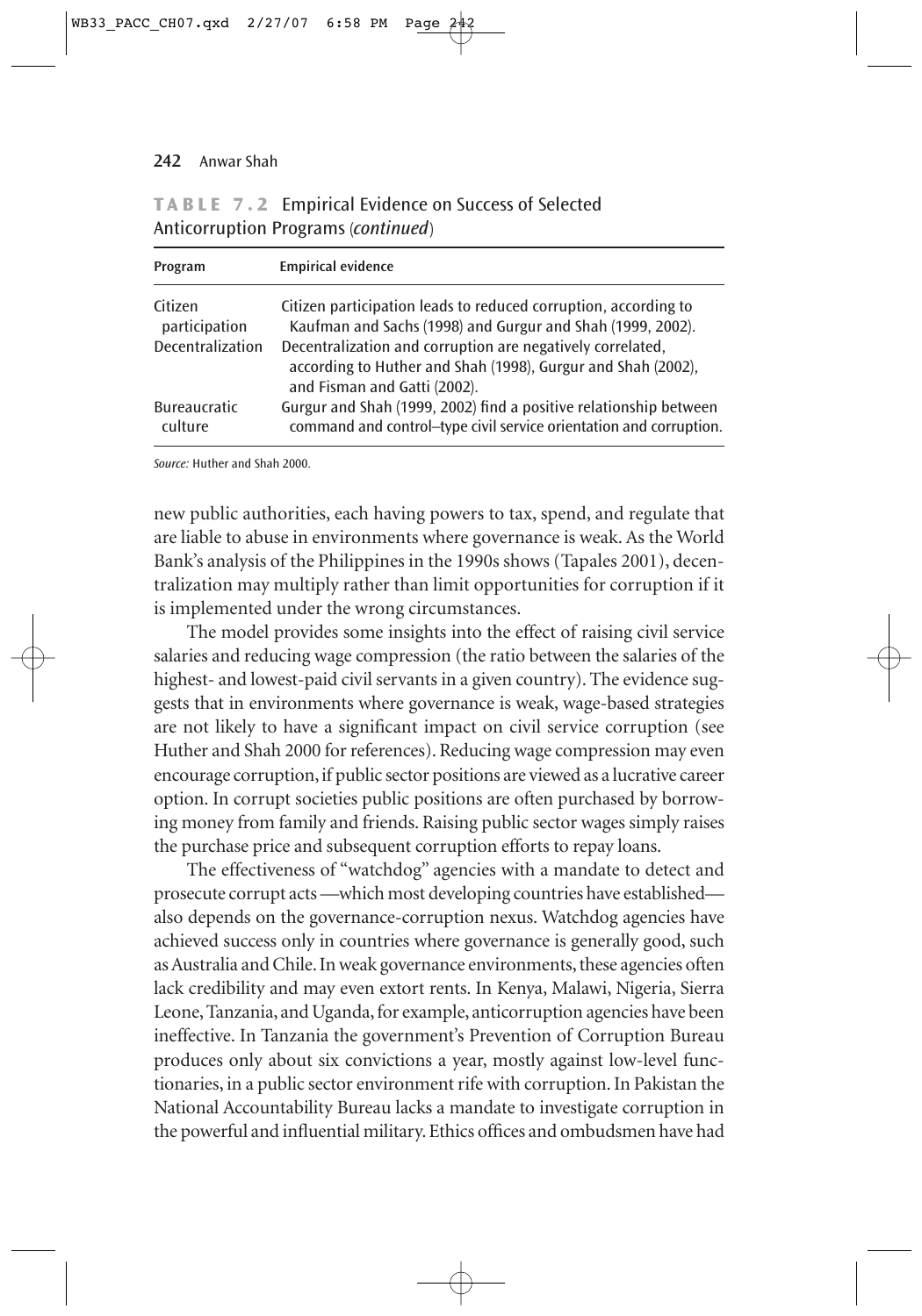**TABLE 7.2** Empirical Evidence on Success of Selected Anticorruption Programs (*continued*)

| Program | Empirical evidence |
|---|---|
| Citizen participation | Citizen participation leads to reduced corruption, according to Kaufman and Sachs (1998) and Gurgur and Shah (1999, 2002). |
| Decentralization | Decentralization and corruption are negatively correlated, according to Huther and Shah (1998), Gurgur and Shah (2002), and Fisman and Gatti (2002). |
| Bureaucratic culture | Gurgur and Shah (1999, 2002) find a positive relationship between command and control–type civil service orientation and corruption. |

*Source:* Huther and Shah 2000.

new public authorities, each having powers to tax, spend, and regulate that are liable to abuse in environments where governance is weak. As the World Bank's analysis of the Philippines in the 1990s shows (Tapales 2001), decentralization may multiply rather than limit opportunities for corruption if it is implemented under the wrong circumstances.

The model provides some insights into the effect of raising civil service salaries and reducing wage compression (the ratio between the salaries of the highest- and lowest-paid civil servants in a given country). The evidence suggests that in environments where governance is weak, wage-based strategies are not likely to have a significant impact on civil service corruption (see Huther and Shah 2000 for references). Reducing wage compression may even encourage corruption, if public sector positions are viewed as a lucrative career option. In corrupt societies public positions are often purchased by borrowing money from family and friends. Raising public sector wages simply raises the purchase price and subsequent corruption efforts to repay loans.

The effectiveness of "watchdog" agencies with a mandate to detect and prosecute corrupt acts —which most developing countries have established— also depends on the governance-corruption nexus. Watchdog agencies have achieved success only in countries where governance is generally good, such as Australia and Chile. In weak governance environments, these agencies often lack credibility and may even extort rents. In Kenya, Malawi, Nigeria, Sierra Leone, Tanzania, and Uganda, for example, anticorruption agencies have been ineffective. In Tanzania the government's Prevention of Corruption Bureau produces only about six convictions a year, mostly against low-level functionaries, in a public sector environment rife with corruption. In Pakistan the National Accountability Bureau lacks a mandate to investigate corruption in the powerful and influential military. Ethics offices and ombudsmen have had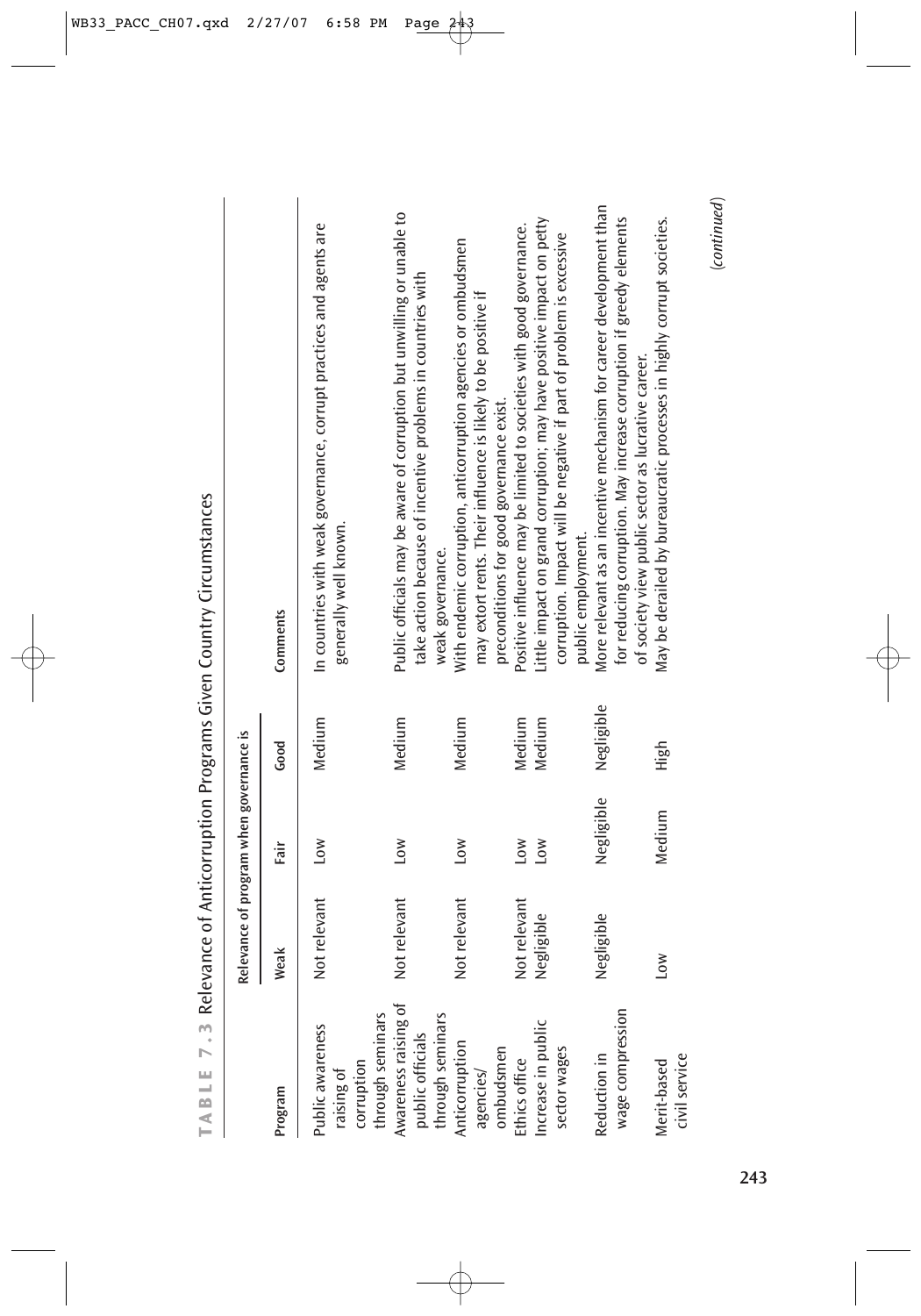**TABLE 7.3** Relevance of Anticorruption Programs Given Country Circumstances

| Program | Relevance of program when governance is | | | Comments |
|---|---|---|---|---|
| | Weak | Fair | Good | |
| Public awareness raising of corruption through seminars | Not relevant | Low | Medium | In countries with weak governance, corrupt practices and agents are generally well known. |
| Awareness raising of public officials through seminars | Not relevant | Low | Medium | Public officials may be aware of corruption but unwilling or unable to take action because of incentive problems in countries with weak governance. |
| Anticorruption agencies/ ombudsmen | Not relevant | Low | Medium | With endemic corruption, anticorruption agencies or ombudsmen may extort rents. Their influence is likely to be positive if preconditions for good governance exist. |
| Ethics office | Not relevant | Low | Medium | Positive influence may be limited to societies with good governance. |
| Increase in public sector wages | Negligible | Low | Medium | Little impact on grand corruption; may have positive impact on petty corruption. Impact will be negative if part of problem is excessive public employment. |
| Reduction in wage compression | Negligible | Negligible | Negligible | More relevant as an incentive mechanism for career development than for reducing corruption. May increase corruption if greedy elements of society view public sector as lucrative career. |
| Merit-based civil service | Low | Medium | High | May be derailed by bureaucratic processes in highly corrupt societies. |

(*continued*)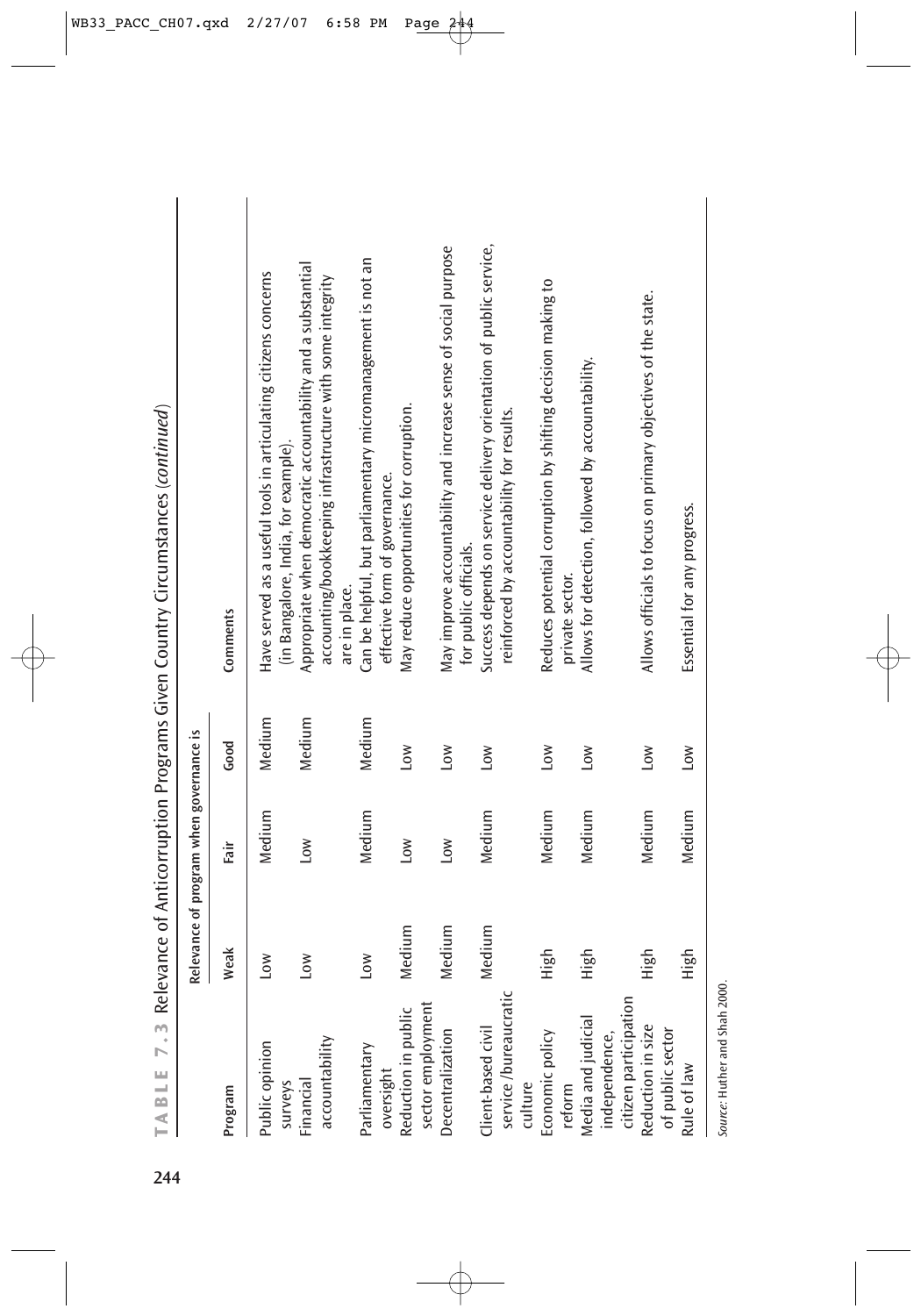**TABLE 7.3 Relevance of Anticorruption Programs Given Country Circumstances (*continued*)**

| Program | Relevance of program when governance is | | | Comments |
|---|---|---|---|---|
| | Weak | Fair | Good | |
| Public opinion surveys | Low | Medium | Medium | Have served as a useful tools in articulating citizens concerns (in Bangalore, India, for example). |
| Financial accountability | Low | Low | Medium | Appropriate when democratic accountability and a substantial accounting/bookkeeping infrastructure with some integrity are in place. |
| Parliamentary oversight | Low | Medium | Medium | Can be helpful, but parliamentary micromanagement is not an effective form of governance. |
| Reduction in public sector employment | Medium | Low | Low | May reduce opportunities for corruption. |
| Decentralization | Medium | Low | Low | May improve accountability and increase sense of social purpose for public officials. |
| Client-based civil service /bureaucratic culture | Medium | Medium | Low | Success depends on service delivery orientation of public service, reinforced by accountability for results. |
| Economic policy reform | High | Medium | Low | Reduces potential corruption by shifting decision making to private sector. |
| Media and judicial independence, citizen participation | High | Medium | Low | Allows for detection, followed by accountability. |
| Reduction in size of public sector | High | Medium | Low | Allows officials to focus on primary objectives of the state. |
| Rule of law | High | Medium | Low | Essential for any progress. |

*Source:* Huther and Shah 2000.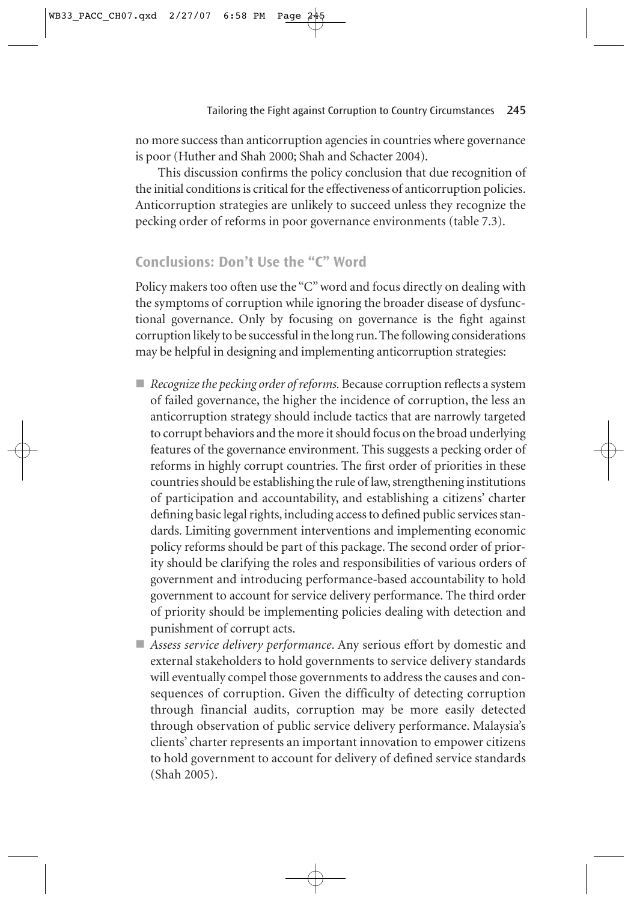no more success than anticorruption agencies in countries where governance is poor (Huther and Shah 2000; Shah and Schacter 2004).

This discussion confirms the policy conclusion that due recognition of the initial conditions is critical for the effectiveness of anticorruption policies. Anticorruption strategies are unlikely to succeed unless they recognize the pecking order of reforms in poor governance environments (table 7.3).

## Conclusions: Don't Use the "C" Word

Policy makers too often use the "C" word and focus directly on dealing with the symptoms of corruption while ignoring the broader disease of dysfunctional governance. Only by focusing on governance is the fight against corruption likely to be successful in the long run. The following considerations may be helpful in designing and implementing anticorruption strategies:

- *Recognize the pecking order of reforms.* Because corruption reflects a system of failed governance, the higher the incidence of corruption, the less an anticorruption strategy should include tactics that are narrowly targeted to corrupt behaviors and the more it should focus on the broad underlying features of the governance environment. This suggests a pecking order of reforms in highly corrupt countries. The first order of priorities in these countries should be establishing the rule of law, strengthening institutions of participation and accountability, and establishing a citizens' charter defining basic legal rights, including access to defined public services standards. Limiting government interventions and implementing economic policy reforms should be part of this package. The second order of priority should be clarifying the roles and responsibilities of various orders of government and introducing performance-based accountability to hold government to account for service delivery performance. The third order of priority should be implementing policies dealing with detection and punishment of corrupt acts.
- *Assess service delivery performance*. Any serious effort by domestic and external stakeholders to hold governments to service delivery standards will eventually compel those governments to address the causes and consequences of corruption. Given the difficulty of detecting corruption through financial audits, corruption may be more easily detected through observation of public service delivery performance. Malaysia's clients' charter represents an important innovation to empower citizens to hold government to account for delivery of defined service standards (Shah 2005).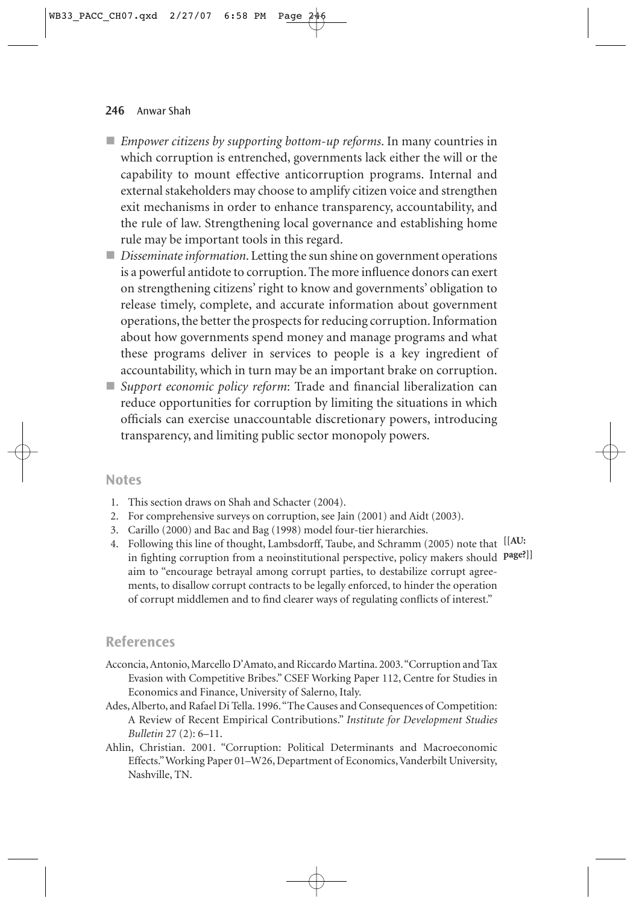- *Empower citizens by supporting bottom-up reforms*. In many countries in which corruption is entrenched, governments lack either the will or the capability to mount effective anticorruption programs. Internal and external stakeholders may choose to amplify citizen voice and strengthen exit mechanisms in order to enhance transparency, accountability, and the rule of law. Strengthening local governance and establishing home rule may be important tools in this regard.
- *Disseminate information*. Letting the sun shine on government operations is a powerful antidote to corruption. The more influence donors can exert on strengthening citizens' right to know and governments' obligation to release timely, complete, and accurate information about government operations, the better the prospects for reducing corruption. Information about how governments spend money and manage programs and what these programs deliver in services to people is a key ingredient of accountability, which in turn may be an important brake on corruption.
- *Support economic policy reform*: Trade and financial liberalization can reduce opportunities for corruption by limiting the situations in which officials can exercise unaccountable discretionary powers, introducing transparency, and limiting public sector monopoly powers.

## Notes

1. This section draws on Shah and Schacter (2004).
2. For comprehensive surveys on corruption, see Jain (2001) and Aidt (2003).
3. Carillo (2000) and Bac and Bag (1998) model four-tier hierarchies.
4. Following this line of thought, Lambsdorff, Taube, and Schramm (2005) note that in fighting corruption from a neoinstitutional perspective, policy makers should aim to "encourage betrayal among corrupt parties, to destabilize corrupt agreements, to disallow corrupt contracts to be legally enforced, to hinder the operation of corrupt middlemen and to find clearer ways of regulating conflicts of interest." **[[AU: page?]]**

## References

Acconcia, Antonio, Marcello D'Amato, and Riccardo Martina. 2003. "Corruption and Tax Evasion with Competitive Bribes." CSEF Working Paper 112, Centre for Studies in Economics and Finance, University of Salerno, Italy.

Ades, Alberto, and Rafael Di Tella. 1996. "The Causes and Consequences of Competition: A Review of Recent Empirical Contributions." *Institute for Development Studies Bulletin* 27 (2): 6–11.

Ahlin, Christian. 2001. "Corruption: Political Determinants and Macroeconomic Effects." Working Paper 01–W26, Department of Economics, Vanderbilt University, Nashville, TN.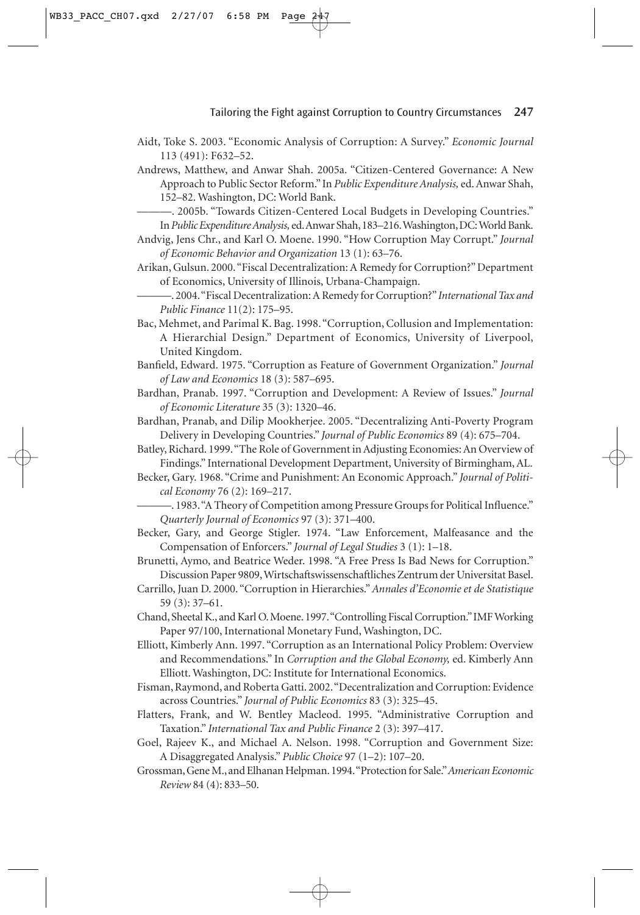Aidt, Toke S. 2003. "Economic Analysis of Corruption: A Survey." *Economic Journal* 113 (491): F632–52.

Andrews, Matthew, and Anwar Shah. 2005a. "Citizen-Centered Governance: A New Approach to Public Sector Reform." In *Public Expenditure Analysis,* ed. Anwar Shah, 152–82. Washington, DC: World Bank.

———. 2005b. "Towards Citizen-Centered Local Budgets in Developing Countries." In *Public Expenditure Analysis,* ed. Anwar Shah, 183–216. Washington, DC: World Bank.

Andvig, Jens Chr., and Karl O. Moene. 1990. "How Corruption May Corrupt." *Journal of Economic Behavior and Organization* 13 (1): 63–76.

Arikan, Gulsun. 2000. "Fiscal Decentralization: A Remedy for Corruption?" Department of Economics, University of Illinois, Urbana-Champaign.

———. 2004. "Fiscal Decentralization: A Remedy for Corruption?" *International Tax and Public Finance* 11(2): 175–95.

Bac, Mehmet, and Parimal K. Bag. 1998. "Corruption, Collusion and Implementation: A Hierarchial Design." Department of Economics, University of Liverpool, United Kingdom.

Banfield, Edward. 1975. "Corruption as Feature of Government Organization." *Journal of Law and Economics* 18 (3): 587–695.

Bardhan, Pranab. 1997. "Corruption and Development: A Review of Issues." *Journal of Economic Literature* 35 (3): 1320–46.

Bardhan, Pranab, and Dilip Mookherjee. 2005. "Decentralizing Anti-Poverty Program Delivery in Developing Countries." *Journal of Public Economics* 89 (4): 675–704.

Batley, Richard. 1999. "The Role of Government in Adjusting Economies: An Overview of Findings." International Development Department, University of Birmingham, AL.

Becker, Gary. 1968. "Crime and Punishment: An Economic Approach." *Journal of Political Economy* 76 (2): 169–217.

———. 1983. "A Theory of Competition among Pressure Groups for Political Influence." *Quarterly Journal of Economics* 97 (3): 371–400.

Becker, Gary, and George Stigler. 1974. "Law Enforcement, Malfeasance and the Compensation of Enforcers." *Journal of Legal Studies* 3 (1): 1–18.

Brunetti, Aymo, and Beatrice Weder. 1998. "A Free Press Is Bad News for Corruption." Discussion Paper 9809, Wirtschaftswissenschaftliches Zentrum der Universitat Basel.

Carrillo, Juan D. 2000. "Corruption in Hierarchies." *Annales d'Economie et de Statistique* 59 (3): 37–61.

Chand, Sheetal K., and Karl O. Moene. 1997. "Controlling Fiscal Corruption." IMF Working Paper 97/100, International Monetary Fund, Washington, DC.

Elliott, Kimberly Ann. 1997. "Corruption as an International Policy Problem: Overview and Recommendations." In *Corruption and the Global Economy,* ed. Kimberly Ann Elliott. Washington, DC: Institute for International Economics.

Fisman, Raymond, and Roberta Gatti. 2002. "Decentralization and Corruption: Evidence across Countries." *Journal of Public Economics* 83 (3): 325–45.

Flatters, Frank, and W. Bentley Macleod. 1995. "Administrative Corruption and Taxation." *International Tax and Public Finance* 2 (3): 397–417.

Goel, Rajeev K., and Michael A. Nelson. 1998. "Corruption and Government Size: A Disaggregated Analysis." *Public Choice* 97 (1–2): 107–20.

Grossman, Gene M., and Elhanan Helpman. 1994. "Protection for Sale." *American Economic Review* 84 (4): 833–50.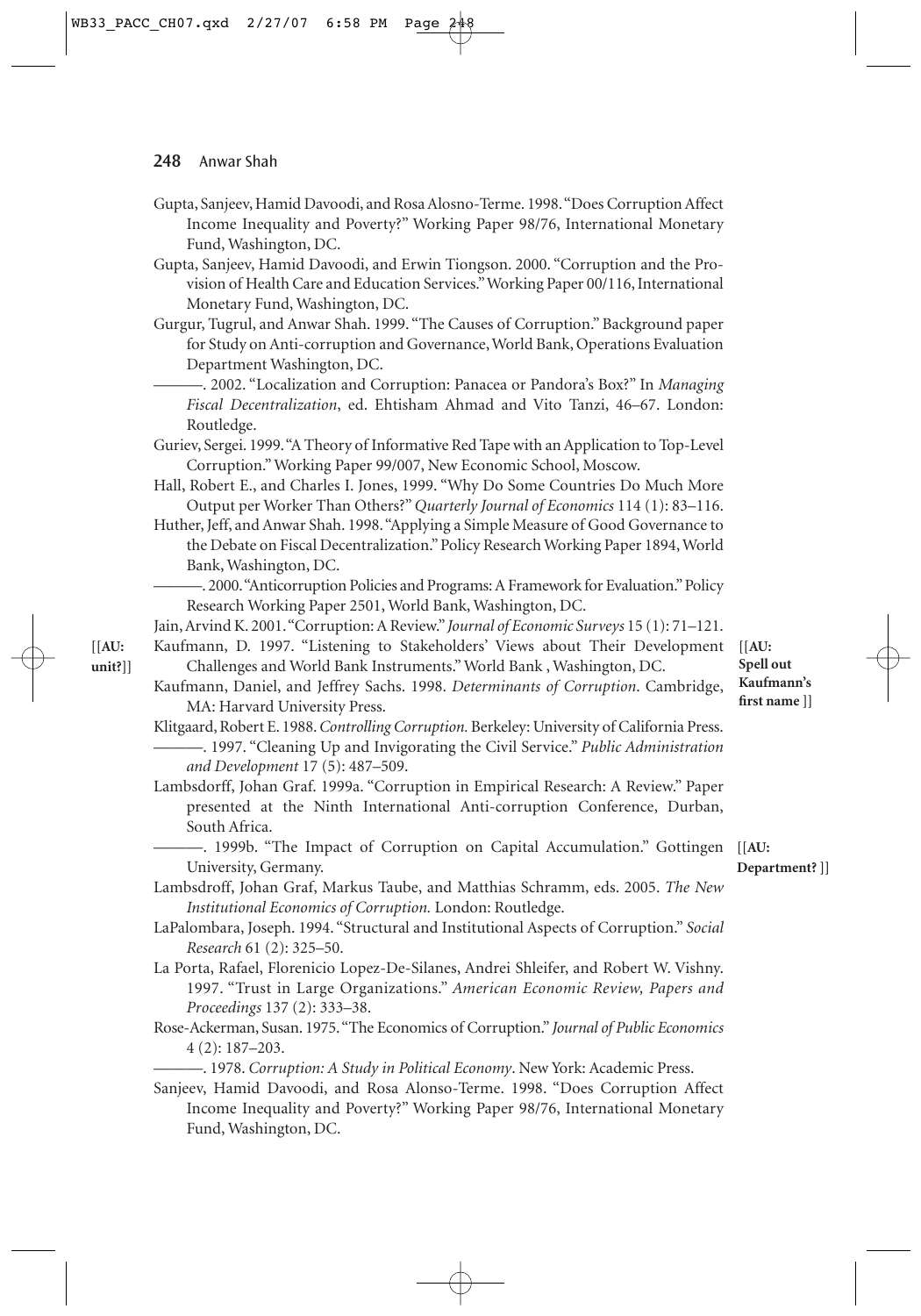Gupta, Sanjeev, Hamid Davoodi, and Rosa Alosno-Terme. 1998. "Does Corruption Affect Income Inequality and Poverty?" Working Paper 98/76, International Monetary Fund, Washington, DC.

Gupta, Sanjeev, Hamid Davoodi, and Erwin Tiongson. 2000. "Corruption and the Provision of Health Care and Education Services." Working Paper 00/116, International Monetary Fund, Washington, DC.

Gurgur, Tugrul, and Anwar Shah. 1999. "The Causes of Corruption." Background paper for Study on Anti-corruption and Governance, World Bank, Operations Evaluation Department Washington, DC.

———. 2002. "Localization and Corruption: Panacea or Pandora's Box?" In *Managing Fiscal Decentralization*, ed. Ehtisham Ahmad and Vito Tanzi, 46–67. London: Routledge.

Guriev, Sergei. 1999. "A Theory of Informative Red Tape with an Application to Top-Level Corruption." Working Paper 99/007, New Economic School, Moscow.

Hall, Robert E., and Charles I. Jones, 1999. "Why Do Some Countries Do Much More Output per Worker Than Others?" *Quarterly Journal of Economics* 114 (1): 83–116.

Huther, Jeff, and Anwar Shah. 1998. "Applying a Simple Measure of Good Governance to the Debate on Fiscal Decentralization." Policy Research Working Paper 1894, World Bank, Washington, DC.

———. 2000. "Anticorruption Policies and Programs: A Framework for Evaluation." Policy Research Working Paper 2501, World Bank, Washington, DC.

Jain, Arvind K. 2001. "Corruption: A Review." *Journal of Economic Surveys* 15 (1): 71–121.

[[**AU: unit?**]] Kaufmann, D. 1997. "Listening to Stakeholders' Views about Their Development Challenges and World Bank Instruments." World Bank , Washington, DC. [[**AU: Spell out Kaufmann's first name** ]]

Kaufmann, Daniel, and Jeffrey Sachs. 1998. *Determinants of Corruption*. Cambridge, MA: Harvard University Press.

Klitgaard, Robert E. 1988. *Controlling Corruption.* Berkeley: University of California Press.

———. 1997. "Cleaning Up and Invigorating the Civil Service." *Public Administration and Development* 17 (5): 487–509.

Lambsdorff, Johan Graf. 1999a. "Corruption in Empirical Research: A Review." Paper presented at the Ninth International Anti-corruption Conference, Durban, South Africa.

———. 1999b. "The Impact of Corruption on Capital Accumulation." Gottingen University, Germany. [[**AU: Department?** ]]

Lambsdroff, Johan Graf, Markus Taube, and Matthias Schramm, eds. 2005. *The New Institutional Economics of Corruption.* London: Routledge.

LaPalombara, Joseph. 1994. "Structural and Institutional Aspects of Corruption." *Social Research* 61 (2): 325–50.

La Porta, Rafael, Florenicio Lopez-De-Silanes, Andrei Shleifer, and Robert W. Vishny. 1997. "Trust in Large Organizations." *American Economic Review, Papers and Proceedings* 137 (2): 333–38.

Rose-Ackerman, Susan. 1975. "The Economics of Corruption." *Journal of Public Economics* 4 (2): 187–203.

———. 1978. *Corruption: A Study in Political Economy*. New York: Academic Press.

Sanjeev, Hamid Davoodi, and Rosa Alonso-Terme. 1998. "Does Corruption Affect Income Inequality and Poverty?" Working Paper 98/76, International Monetary Fund, Washington, DC.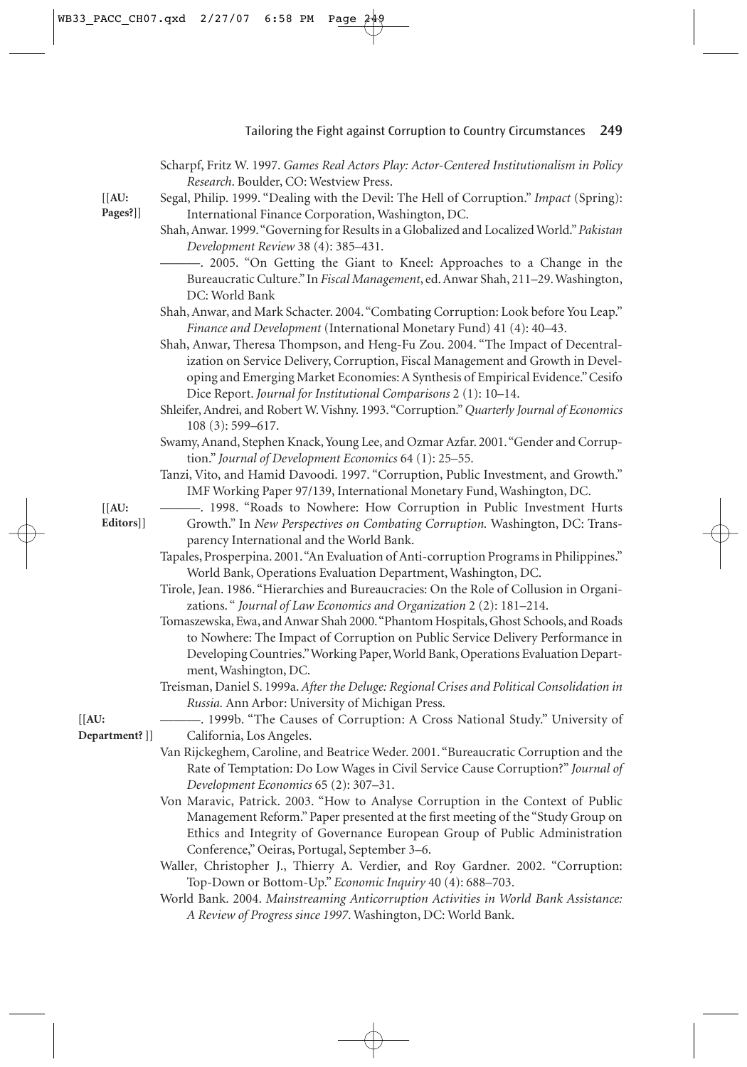Scharpf, Fritz W. 1997. *Games Real Actors Play: Actor-Centered Institutionalism in Policy Research*. Boulder, CO: Westview Press.

[[**AU: Pages?**]] Segal, Philip. 1999. "Dealing with the Devil: The Hell of Corruption." *Impact* (Spring): International Finance Corporation, Washington, DC.

Shah, Anwar. 1999. "Governing for Results in a Globalized and Localized World." *Pakistan Development Review* 38 (4): 385–431.

———. 2005. "On Getting the Giant to Kneel: Approaches to a Change in the Bureaucratic Culture." In *Fiscal Management*, ed. Anwar Shah, 211–29. Washington, DC: World Bank

Shah, Anwar, and Mark Schacter. 2004. "Combating Corruption: Look before You Leap." *Finance and Development* (International Monetary Fund) 41 (4): 40–43.

Shah, Anwar, Theresa Thompson, and Heng-Fu Zou. 2004. "The Impact of Decentralization on Service Delivery, Corruption, Fiscal Management and Growth in Developing and Emerging Market Economies: A Synthesis of Empirical Evidence." Cesifo Dice Report. *Journal for Institutional Comparisons* 2 (1): 10–14.

Shleifer, Andrei, and Robert W. Vishny. 1993. "Corruption." *Quarterly Journal of Economics* 108 (3): 599–617.

Swamy, Anand, Stephen Knack, Young Lee, and Ozmar Azfar. 2001. "Gender and Corruption." *Journal of Development Economics* 64 (1): 25–55.

Tanzi, Vito, and Hamid Davoodi. 1997. "Corruption, Public Investment, and Growth." IMF Working Paper 97/139, International Monetary Fund, Washington, DC.

[[**AU: Editors**]] ———. 1998. "Roads to Nowhere: How Corruption in Public Investment Hurts Growth." In *New Perspectives on Combating Corruption.* Washington, DC: Transparency International and the World Bank.

Tapales, Prosperpina. 2001. "An Evaluation of Anti-corruption Programs in Philippines." World Bank, Operations Evaluation Department, Washington, DC.

Tirole, Jean. 1986. "Hierarchies and Bureaucracies: On the Role of Collusion in Organizations. " *Journal of Law Economics and Organization* 2 (2): 181–214.

Tomaszewska, Ewa, and Anwar Shah 2000. "Phantom Hospitals, Ghost Schools, and Roads to Nowhere: The Impact of Corruption on Public Service Delivery Performance in Developing Countries." Working Paper, World Bank, Operations Evaluation Department, Washington, DC.

Treisman, Daniel S. 1999a. *After the Deluge: Regional Crises and Political Consolidation in Russia.* Ann Arbor: University of Michigan Press.

[[**AU: Department?** ]] ———. 1999b. "The Causes of Corruption: A Cross National Study." University of California, Los Angeles.

Van Rijckeghem, Caroline, and Beatrice Weder. 2001. "Bureaucratic Corruption and the Rate of Temptation: Do Low Wages in Civil Service Cause Corruption?" *Journal of Development Economics* 65 (2): 307–31.

Von Maravic, Patrick. 2003. "How to Analyse Corruption in the Context of Public Management Reform." Paper presented at the first meeting of the "Study Group on Ethics and Integrity of Governance European Group of Public Administration Conference," Oeiras, Portugal, September 3–6.

Waller, Christopher J., Thierry A. Verdier, and Roy Gardner. 2002. "Corruption: Top-Down or Bottom-Up." *Economic Inquiry* 40 (4): 688–703.

World Bank. 2004. *Mainstreaming Anticorruption Activities in World Bank Assistance: A Review of Progress since 1997*. Washington, DC: World Bank.